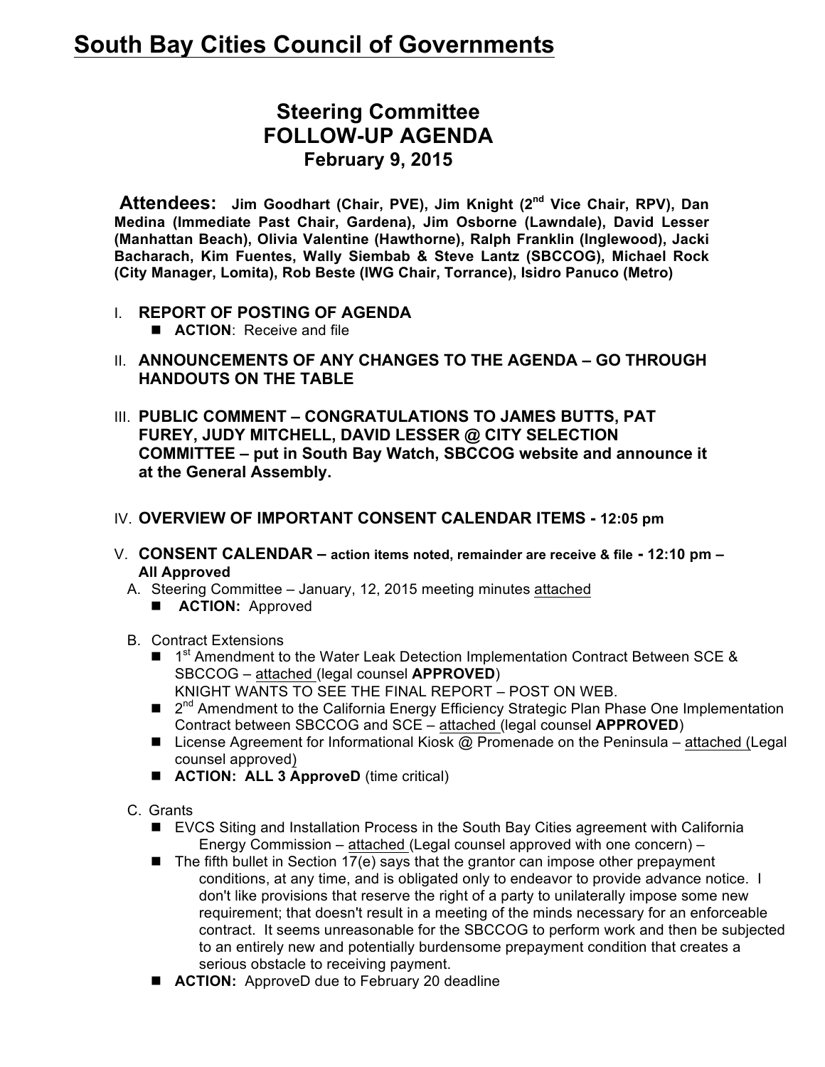# South Bay Cities Council of Governments

## Steering Committee
## FOLLOW-UP AGENDA
### February 9, 2015

**Attendees: Jim Goodhart (Chair, PVE), Jim Knight (2nd Vice Chair, RPV), Dan Medina (Immediate Past Chair, Gardena), Jim Osborne (Lawndale), David Lesser (Manhattan Beach), Olivia Valentine (Hawthorne), Ralph Franklin (Inglewood), Jacki Bacharach, Kim Fuentes, Wally Siembab & Steve Lantz (SBCCOG), Michael Rock (City Manager, Lomita), Rob Beste (IWG Chair, Torrance), Isidro Panuco (Metro)**

I. **REPORT OF POSTING OF AGENDA**
   - **ACTION**: Receive and file

II. **ANNOUNCEMENTS OF ANY CHANGES TO THE AGENDA – GO THROUGH HANDOUTS ON THE TABLE**

III. **PUBLIC COMMENT – CONGRATULATIONS TO JAMES BUTTS, PAT FUREY, JUDY MITCHELL, DAVID LESSER @ CITY SELECTION COMMITTEE – put in South Bay Watch, SBCCOG website and announce it at the General Assembly.**

IV. **OVERVIEW OF IMPORTANT CONSENT CALENDAR ITEMS - 12:05 pm**

V. **CONSENT CALENDAR – action items noted, remainder are receive & file - 12:10 pm – All Approved**

   A. Steering Committee – January, 12, 2015 meeting minutes attached
   - **ACTION:** Approved

   B. Contract Extensions
   - 1st Amendment to the Water Leak Detection Implementation Contract Between SCE & SBCCOG – attached (legal counsel **APPROVED**)
     KNIGHT WANTS TO SEE THE FINAL REPORT – POST ON WEB.
   - 2nd Amendment to the California Energy Efficiency Strategic Plan Phase One Implementation Contract between SBCCOG and SCE – attached (legal counsel **APPROVED**)
   - License Agreement for Informational Kiosk @ Promenade on the Peninsula – attached (Legal counsel approved)
   - **ACTION: ALL 3 ApproveD** (time critical)

   C. Grants
   - EVCS Siting and Installation Process in the South Bay Cities agreement with California Energy Commission – attached (Legal counsel approved with one concern) –
   - The fifth bullet in Section 17(e) says that the grantor can impose other prepayment conditions, at any time, and is obligated only to endeavor to provide advance notice. I don't like provisions that reserve the right of a party to unilaterally impose some new requirement; that doesn't result in a meeting of the minds necessary for an enforceable contract. It seems unreasonable for the SBCCOG to perform work and then be subjected to an entirely new and potentially burdensome prepayment condition that creates a serious obstacle to receiving payment.
   - **ACTION:** ApproveD due to February 20 deadline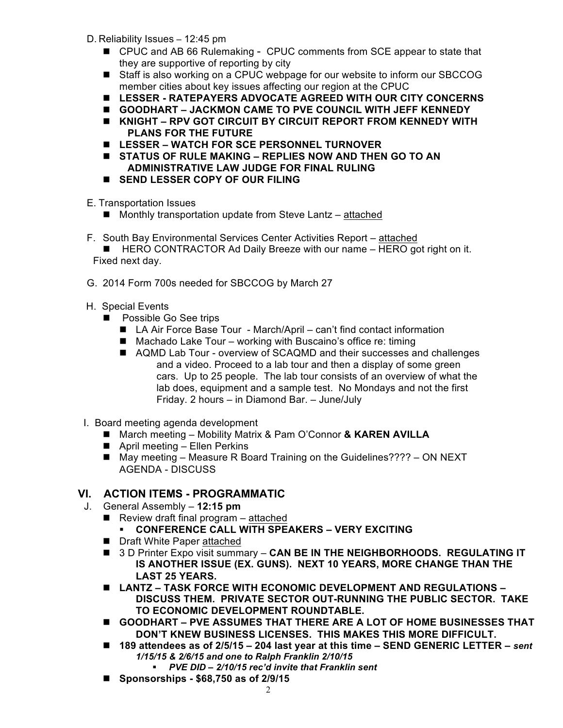D. Reliability Issues – 12:45 pm

- CPUC and AB 66 Rulemaking - CPUC comments from SCE appear to state that they are supportive of reporting by city
- Staff is also working on a CPUC webpage for our website to inform our SBCCOG member cities about key issues affecting our region at the CPUC
- **LESSER - RATEPAYERS ADVOCATE AGREED WITH OUR CITY CONCERNS**
- **GOODHART – JACKMON CAME TO PVE COUNCIL WITH JEFF KENNEDY**
- **KNIGHT – RPV GOT CIRCUIT BY CIRCUIT REPORT FROM KENNEDY WITH PLANS FOR THE FUTURE**
- **LESSER – WATCH FOR SCE PERSONNEL TURNOVER**
- **STATUS OF RULE MAKING – REPLIES NOW AND THEN GO TO AN ADMINISTRATIVE LAW JUDGE FOR FINAL RULING**
- **SEND LESSER COPY OF OUR FILING**

E. Transportation Issues

- Monthly transportation update from Steve Lantz – attached

F. South Bay Environmental Services Center Activities Report – attached

- HERO CONTRACTOR Ad Daily Breeze with our name – HERO got right on it. Fixed next day.

G. 2014 Form 700s needed for SBCCOG by March 27

H. Special Events

- Possible Go See trips
  - LA Air Force Base Tour - March/April – can't find contact information
  - Machado Lake Tour – working with Buscaino's office re: timing
  - AQMD Lab Tour - overview of SCAQMD and their successes and challenges and a video. Proceed to a lab tour and then a display of some green cars. Up to 25 people. The lab tour consists of an overview of what the lab does, equipment and a sample test. No Mondays and not the first Friday. 2 hours – in Diamond Bar. – June/July

I. Board meeting agenda development

- March meeting – Mobility Matrix & Pam O'Connor **& KAREN AVILLA**
- April meeting – Ellen Perkins
- May meeting – Measure R Board Training on the Guidelines???? – ON NEXT AGENDA - DISCUSS

## VI. ACTION ITEMS - PROGRAMMATIC

J. General Assembly – **12:15 pm**

- Review draft final program – attached
  - **CONFERENCE CALL WITH SPEAKERS – VERY EXCITING**
- Draft White Paper attached
- 3 D Printer Expo visit summary – **CAN BE IN THE NEIGHBORHOODS. REGULATING IT IS ANOTHER ISSUE (EX. GUNS). NEXT 10 YEARS, MORE CHANGE THAN THE LAST 25 YEARS.**
- **LANTZ – TASK FORCE WITH ECONOMIC DEVELOPMENT AND REGULATIONS – DISCUSS THEM. PRIVATE SECTOR OUT-RUNNING THE PUBLIC SECTOR. TAKE TO ECONOMIC DEVELOPMENT ROUNDTABLE.**
- **GOODHART – PVE ASSUMES THAT THERE ARE A LOT OF HOME BUSINESSES THAT DON'T KNEW BUSINESS LICENSES. THIS MAKES THIS MORE DIFFICULT.**
- **189 attendees as of 2/5/15 – 204 last year at this time – SEND GENERIC LETTER –** ***sent 1/15/15 & 2/6/15 and one to Ralph Franklin 2/10/15***
  - ***PVE DID – 2/10/15 rec'd invite that Franklin sent***
- **Sponsorships - $68,750 as of 2/9/15**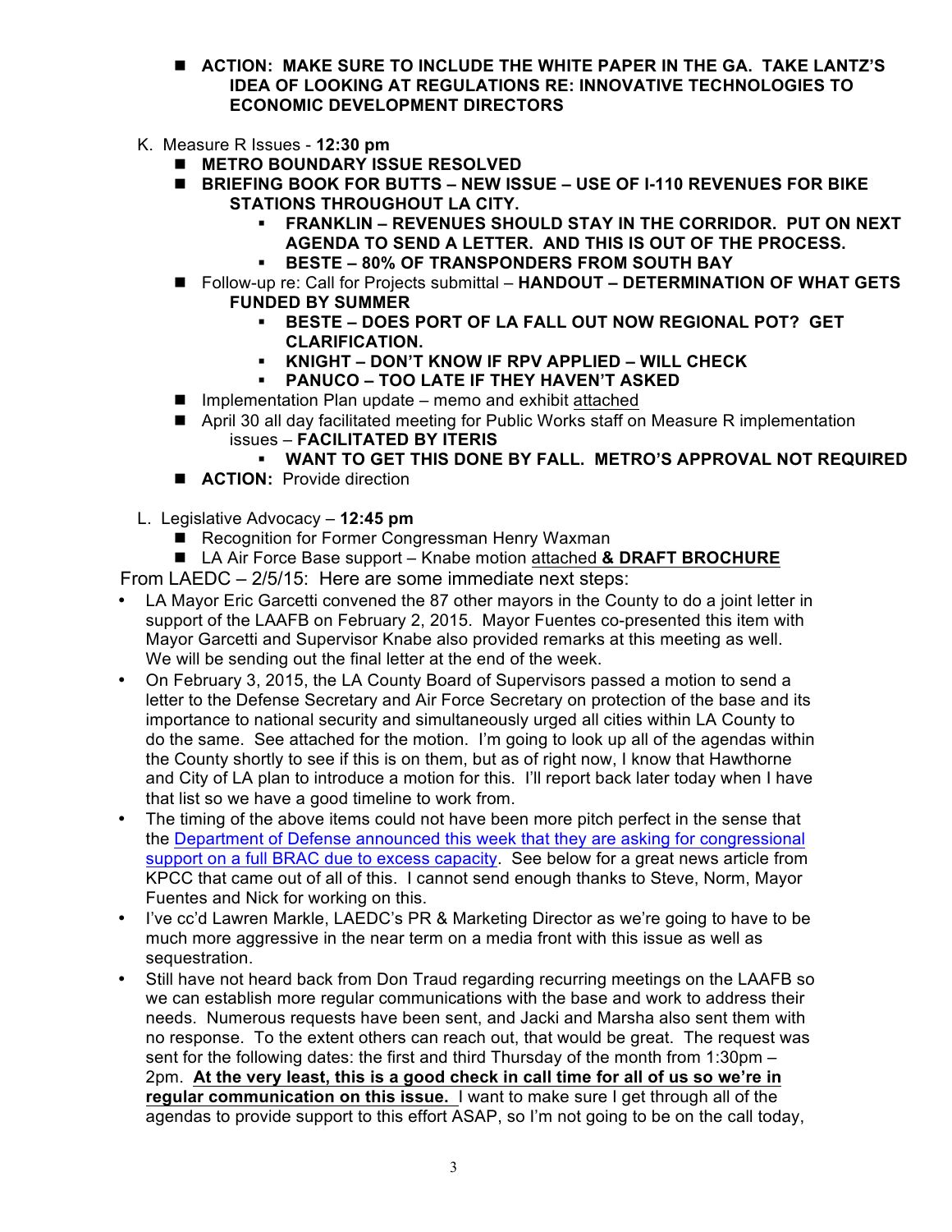- **ACTION: MAKE SURE TO INCLUDE THE WHITE PAPER IN THE GA. TAKE LANTZ'S IDEA OF LOOKING AT REGULATIONS RE: INNOVATIVE TECHNOLOGIES TO ECONOMIC DEVELOPMENT DIRECTORS**

K. Measure R Issues - **12:30 pm**

- **METRO BOUNDARY ISSUE RESOLVED**
- **BRIEFING BOOK FOR BUTTS – NEW ISSUE – USE OF I-110 REVENUES FOR BIKE STATIONS THROUGHOUT LA CITY.**
  - **FRANKLIN – REVENUES SHOULD STAY IN THE CORRIDOR. PUT ON NEXT AGENDA TO SEND A LETTER. AND THIS IS OUT OF THE PROCESS.**
  - **BESTE – 80% OF TRANSPONDERS FROM SOUTH BAY**
- Follow-up re: Call for Projects submittal – **HANDOUT – DETERMINATION OF WHAT GETS FUNDED BY SUMMER**
  - **BESTE – DOES PORT OF LA FALL OUT NOW REGIONAL POT? GET CLARIFICATION.**
  - **KNIGHT – DON'T KNOW IF RPV APPLIED – WILL CHECK**
  - **PANUCO – TOO LATE IF THEY HAVEN'T ASKED**
- Implementation Plan update – memo and exhibit attached
- April 30 all day facilitated meeting for Public Works staff on Measure R implementation issues – **FACILITATED BY ITERIS**
  - **WANT TO GET THIS DONE BY FALL. METRO'S APPROVAL NOT REQUIRED**
- **ACTION:** Provide direction

L. Legislative Advocacy – **12:45 pm**

- Recognition for Former Congressman Henry Waxman
- LA Air Force Base support – Knabe motion attached **& DRAFT BROCHURE**

From LAEDC – 2/5/15: Here are some immediate next steps:

- LA Mayor Eric Garcetti convened the 87 other mayors in the County to do a joint letter in support of the LAAFB on February 2, 2015. Mayor Fuentes co-presented this item with Mayor Garcetti and Supervisor Knabe also provided remarks at this meeting as well. We will be sending out the final letter at the end of the week.
- On February 3, 2015, the LA County Board of Supervisors passed a motion to send a letter to the Defense Secretary and Air Force Secretary on protection of the base and its importance to national security and simultaneously urged all cities within LA County to do the same. See attached for the motion. I'm going to look up all of the agendas within the County shortly to see if this is on them, but as of right now, I know that Hawthorne and City of LA plan to introduce a motion for this. I'll report back later today when I have that list so we have a good timeline to work from.
- The timing of the above items could not have been more pitch perfect in the sense that the Department of Defense announced this week that they are asking for congressional support on a full BRAC due to excess capacity. See below for a great news article from KPCC that came out of all of this. I cannot send enough thanks to Steve, Norm, Mayor Fuentes and Nick for working on this.
- I've cc'd Lawren Markle, LAEDC's PR & Marketing Director as we're going to have to be much more aggressive in the near term on a media front with this issue as well as sequestration.
- Still have not heard back from Don Traud regarding recurring meetings on the LAAFB so we can establish more regular communications with the base and work to address their needs. Numerous requests have been sent, and Jacki and Marsha also sent them with no response. To the extent others can reach out, that would be great. The request was sent for the following dates: the first and third Thursday of the month from 1:30pm – 2pm. **At the very least, this is a good check in call time for all of us so we're in regular communication on this issue.** I want to make sure I get through all of the agendas to provide support to this effort ASAP, so I'm not going to be on the call today,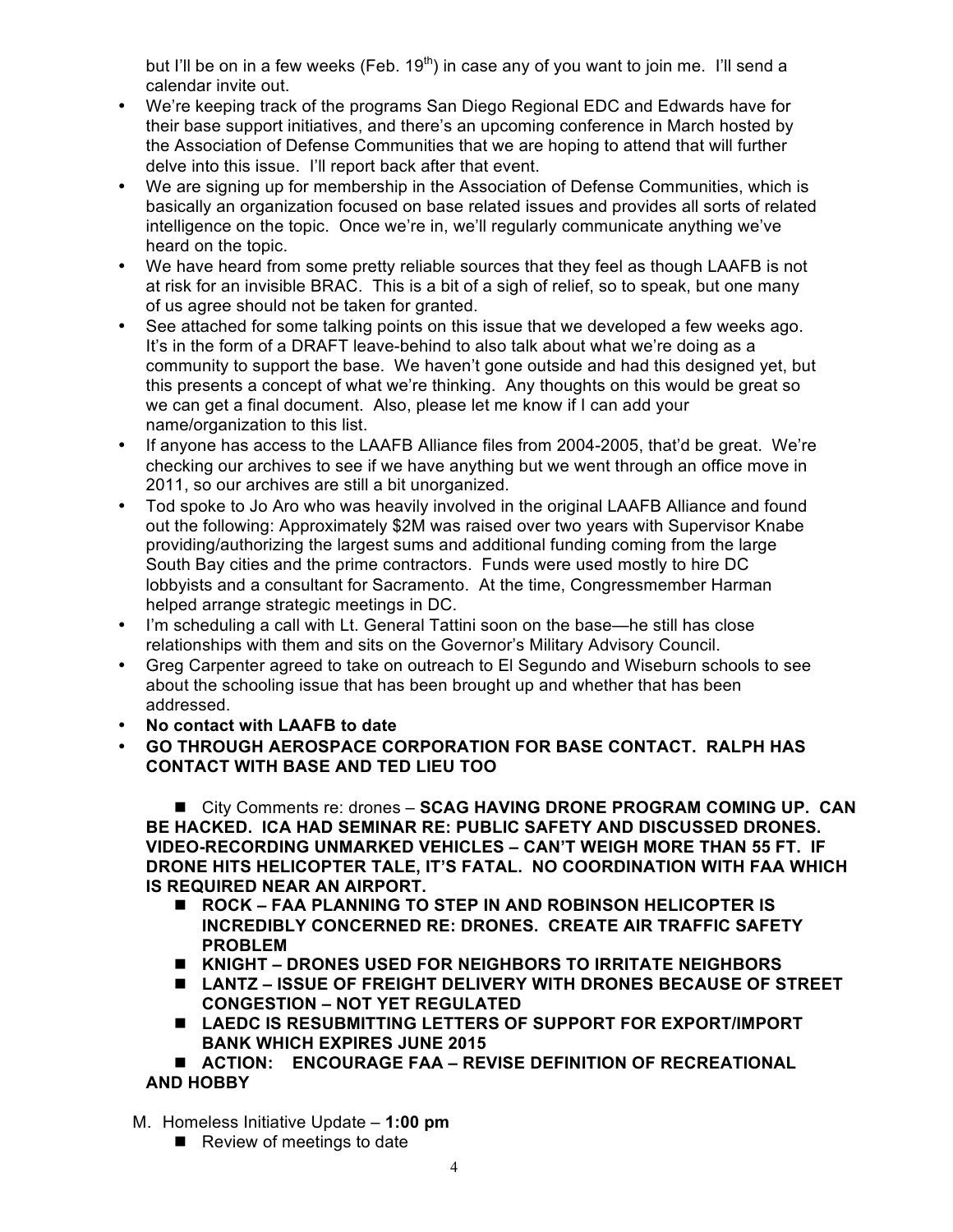but I'll be on in a few weeks (Feb. 19th) in case any of you want to join me. I'll send a calendar invite out.

- We're keeping track of the programs San Diego Regional EDC and Edwards have for their base support initiatives, and there's an upcoming conference in March hosted by the Association of Defense Communities that we are hoping to attend that will further delve into this issue. I'll report back after that event.
- We are signing up for membership in the Association of Defense Communities, which is basically an organization focused on base related issues and provides all sorts of related intelligence on the topic. Once we're in, we'll regularly communicate anything we've heard on the topic.
- We have heard from some pretty reliable sources that they feel as though LAAFB is not at risk for an invisible BRAC. This is a bit of a sigh of relief, so to speak, but one many of us agree should not be taken for granted.
- See attached for some talking points on this issue that we developed a few weeks ago. It's in the form of a DRAFT leave-behind to also talk about what we're doing as a community to support the base. We haven't gone outside and had this designed yet, but this presents a concept of what we're thinking. Any thoughts on this would be great so we can get a final document. Also, please let me know if I can add your name/organization to this list.
- If anyone has access to the LAAFB Alliance files from 2004-2005, that'd be great. We're checking our archives to see if we have anything but we went through an office move in 2011, so our archives are still a bit unorganized.
- Tod spoke to Jo Aro who was heavily involved in the original LAAFB Alliance and found out the following: Approximately $2M was raised over two years with Supervisor Knabe providing/authorizing the largest sums and additional funding coming from the large South Bay cities and the prime contractors. Funds were used mostly to hire DC lobbyists and a consultant for Sacramento. At the time, Congressmember Harman helped arrange strategic meetings in DC.
- I'm scheduling a call with Lt. General Tattini soon on the base—he still has close relationships with them and sits on the Governor's Military Advisory Council.
- Greg Carpenter agreed to take on outreach to El Segundo and Wiseburn schools to see about the schooling issue that has been brought up and whether that has been addressed.
- **No contact with LAAFB to date**
- **GO THROUGH AEROSPACE CORPORATION FOR BASE CONTACT. RALPH HAS CONTACT WITH BASE AND TED LIEU TOO**

■ City Comments re: drones – **SCAG HAVING DRONE PROGRAM COMING UP. CAN BE HACKED. ICA HAD SEMINAR RE: PUBLIC SAFETY AND DISCUSSED DRONES. VIDEO-RECORDING UNMARKED VEHICLES – CAN'T WEIGH MORE THAN 55 FT. IF DRONE HITS HELICOPTER TALE, IT'S FATAL. NO COORDINATION WITH FAA WHICH IS REQUIRED NEAR AN AIRPORT.**

- ■ **ROCK – FAA PLANNING TO STEP IN AND ROBINSON HELICOPTER IS INCREDIBLY CONCERNED RE: DRONES. CREATE AIR TRAFFIC SAFETY PROBLEM**
- ■ **KNIGHT – DRONES USED FOR NEIGHBORS TO IRRITATE NEIGHBORS**
- ■ **LANTZ – ISSUE OF FREIGHT DELIVERY WITH DRONES BECAUSE OF STREET CONGESTION – NOT YET REGULATED**
- ■ **LAEDC IS RESUBMITTING LETTERS OF SUPPORT FOR EXPORT/IMPORT BANK WHICH EXPIRES JUNE 2015**

■ **ACTION: ENCOURAGE FAA – REVISE DEFINITION OF RECREATIONAL AND HOBBY**

M. Homeless Initiative Update – **1:00 pm**

- ■ Review of meetings to date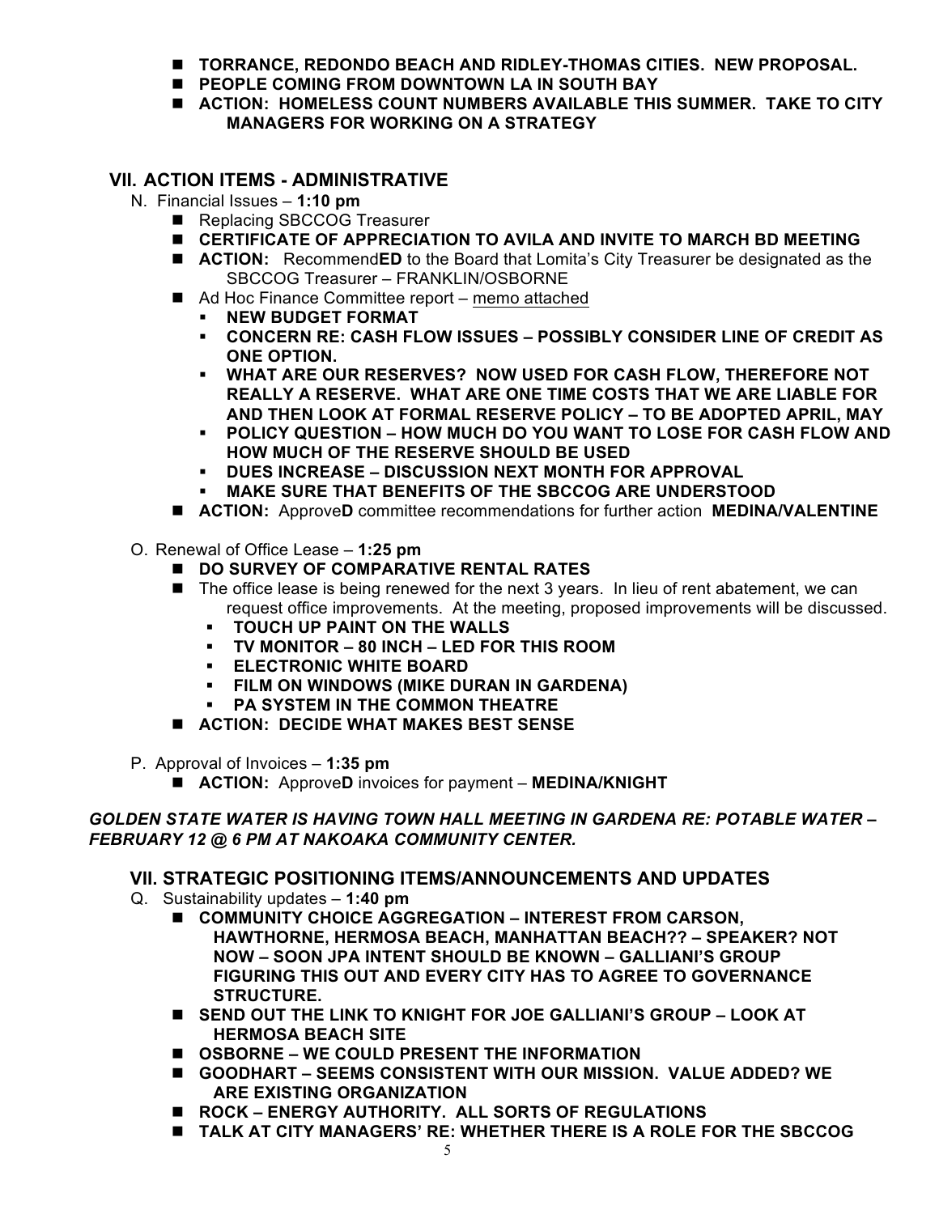- **TORRANCE, REDONDO BEACH AND RIDLEY-THOMAS CITIES. NEW PROPOSAL.**
- **PEOPLE COMING FROM DOWNTOWN LA IN SOUTH BAY**
- **ACTION: HOMELESS COUNT NUMBERS AVAILABLE THIS SUMMER. TAKE TO CITY MANAGERS FOR WORKING ON A STRATEGY**

## VII. ACTION ITEMS - ADMINISTRATIVE

N. Financial Issues – **1:10 pm**

- Replacing SBCCOG Treasurer
- **CERTIFICATE OF APPRECIATION TO AVILA AND INVITE TO MARCH BD MEETING**
- **ACTION:** Recommend**ED** to the Board that Lomita's City Treasurer be designated as the SBCCOG Treasurer – FRANKLIN/OSBORNE
- Ad Hoc Finance Committee report – memo attached
  - **NEW BUDGET FORMAT**
  - **CONCERN RE: CASH FLOW ISSUES – POSSIBLY CONSIDER LINE OF CREDIT AS ONE OPTION.**
  - **WHAT ARE OUR RESERVES? NOW USED FOR CASH FLOW, THEREFORE NOT REALLY A RESERVE. WHAT ARE ONE TIME COSTS THAT WE ARE LIABLE FOR AND THEN LOOK AT FORMAL RESERVE POLICY – TO BE ADOPTED APRIL, MAY**
  - **POLICY QUESTION – HOW MUCH DO YOU WANT TO LOSE FOR CASH FLOW AND HOW MUCH OF THE RESERVE SHOULD BE USED**
  - **DUES INCREASE – DISCUSSION NEXT MONTH FOR APPROVAL**
  - **MAKE SURE THAT BENEFITS OF THE SBCCOG ARE UNDERSTOOD**
- **ACTION:** Approve**D** committee recommendations for further action **MEDINA/VALENTINE**

O. Renewal of Office Lease – **1:25 pm**

- **DO SURVEY OF COMPARATIVE RENTAL RATES**
- The office lease is being renewed for the next 3 years. In lieu of rent abatement, we can request office improvements. At the meeting, proposed improvements will be discussed.
  - **TOUCH UP PAINT ON THE WALLS**
  - **TV MONITOR – 80 INCH – LED FOR THIS ROOM**
  - **ELECTRONIC WHITE BOARD**
  - **FILM ON WINDOWS (MIKE DURAN IN GARDENA)**
  - **PA SYSTEM IN THE COMMON THEATRE**
- **ACTION: DECIDE WHAT MAKES BEST SENSE**

P. Approval of Invoices – **1:35 pm**

- **ACTION:** Approve**D** invoices for payment – **MEDINA/KNIGHT**

***GOLDEN STATE WATER IS HAVING TOWN HALL MEETING IN GARDENA RE: POTABLE WATER – FEBRUARY 12 @ 6 PM AT NAKOAKA COMMUNITY CENTER.***

## VII. STRATEGIC POSITIONING ITEMS/ANNOUNCEMENTS AND UPDATES

Q. Sustainability updates – **1:40 pm**

- **COMMUNITY CHOICE AGGREGATION – INTEREST FROM CARSON, HAWTHORNE, HERMOSA BEACH, MANHATTAN BEACH?? – SPEAKER? NOT NOW – SOON JPA INTENT SHOULD BE KNOWN – GALLIANI'S GROUP FIGURING THIS OUT AND EVERY CITY HAS TO AGREE TO GOVERNANCE STRUCTURE.**
- **SEND OUT THE LINK TO KNIGHT FOR JOE GALLIANI'S GROUP – LOOK AT HERMOSA BEACH SITE**
- **OSBORNE – WE COULD PRESENT THE INFORMATION**
- **GOODHART – SEEMS CONSISTENT WITH OUR MISSION. VALUE ADDED? WE ARE EXISTING ORGANIZATION**
- **ROCK – ENERGY AUTHORITY. ALL SORTS OF REGULATIONS**
- **TALK AT CITY MANAGERS' RE: WHETHER THERE IS A ROLE FOR THE SBCCOG**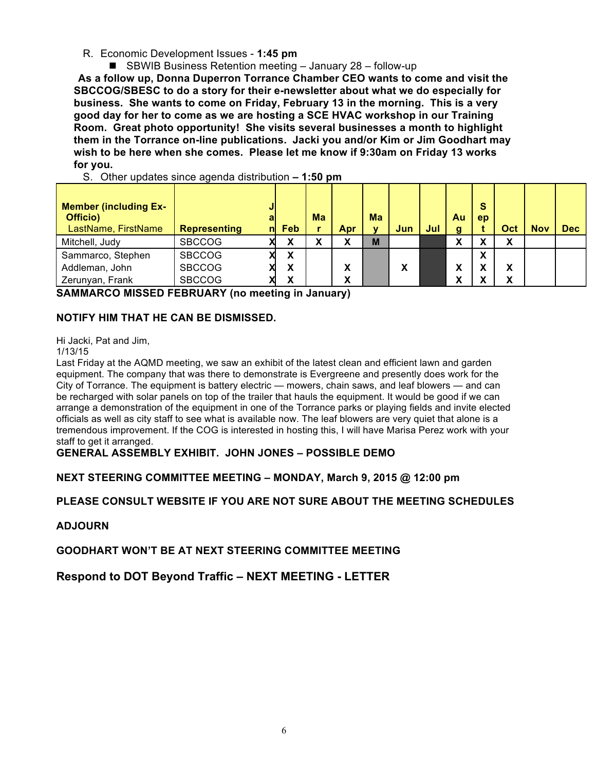R. Economic Development Issues - **1:45 pm**

- SBWIB Business Retention meeting – January 28 – follow-up

**As a follow up, Donna Duperron Torrance Chamber CEO wants to come and visit the SBCCOG/SBESC to do a story for their e-newsletter about what we do especially for business. She wants to come on Friday, February 13 in the morning. This is a very good day for her to come as we are hosting a SCE HVAC workshop in our Training Room. Great photo opportunity! She visits several businesses a month to highlight them in the Torrance on-line publications. Jacki you and/or Kim or Jim Goodhart may wish to be here when she comes. Please let me know if 9:30am on Friday 13 works for you.**

S. Other updates since agenda distribution **– 1:50 pm**

| **Member (including Ex-Officio)** LastName, FirstName | **Representing** | **Jan** | **Feb** | **Mar** | **Apr** | **May** | **Jun** | **Jul** | **Aug** | **Sept** | **Oct** | **Nov** | **Dec** |
|---|---|---|---|---|---|---|---|---|---|---|---|---|---|
| Mitchell, Judy | SBCCOG | X | X | X | X | M | | | X | X | X | | |
| Sammarco, Stephen | SBCCOG | X | X | | | | | | | X | | | |
| Addleman, John | SBCCOG | X | X | | X | | X | | X | X | X | | |
| Zerunyan, Frank | SBCCOG | X | X | | X | | | | X | X | X | | |

**SAMMARCO MISSED FEBRUARY (no meeting in January)**

**NOTIFY HIM THAT HE CAN BE DISMISSED.**

Hi Jacki, Pat and Jim,
1/13/15
Last Friday at the AQMD meeting, we saw an exhibit of the latest clean and efficient lawn and garden equipment. The company that was there to demonstrate is Evergreene and presently does work for the City of Torrance. The equipment is battery electric — mowers, chain saws, and leaf blowers — and can be recharged with solar panels on top of the trailer that hauls the equipment. It would be good if we can arrange a demonstration of the equipment in one of the Torrance parks or playing fields and invite elected officials as well as city staff to see what is available now. The leaf blowers are very quiet that alone is a tremendous improvement. If the COG is interested in hosting this, I will have Marisa Perez work with your staff to get it arranged.

**GENERAL ASSEMBLY EXHIBIT. JOHN JONES – POSSIBLE DEMO**

**NEXT STEERING COMMITTEE MEETING – MONDAY, March 9, 2015 @ 12:00 pm**

**PLEASE CONSULT WEBSITE IF YOU ARE NOT SURE ABOUT THE MEETING SCHEDULES**

**ADJOURN**

**GOODHART WON'T BE AT NEXT STEERING COMMITTEE MEETING**

**Respond to DOT Beyond Traffic – NEXT MEETING - LETTER**